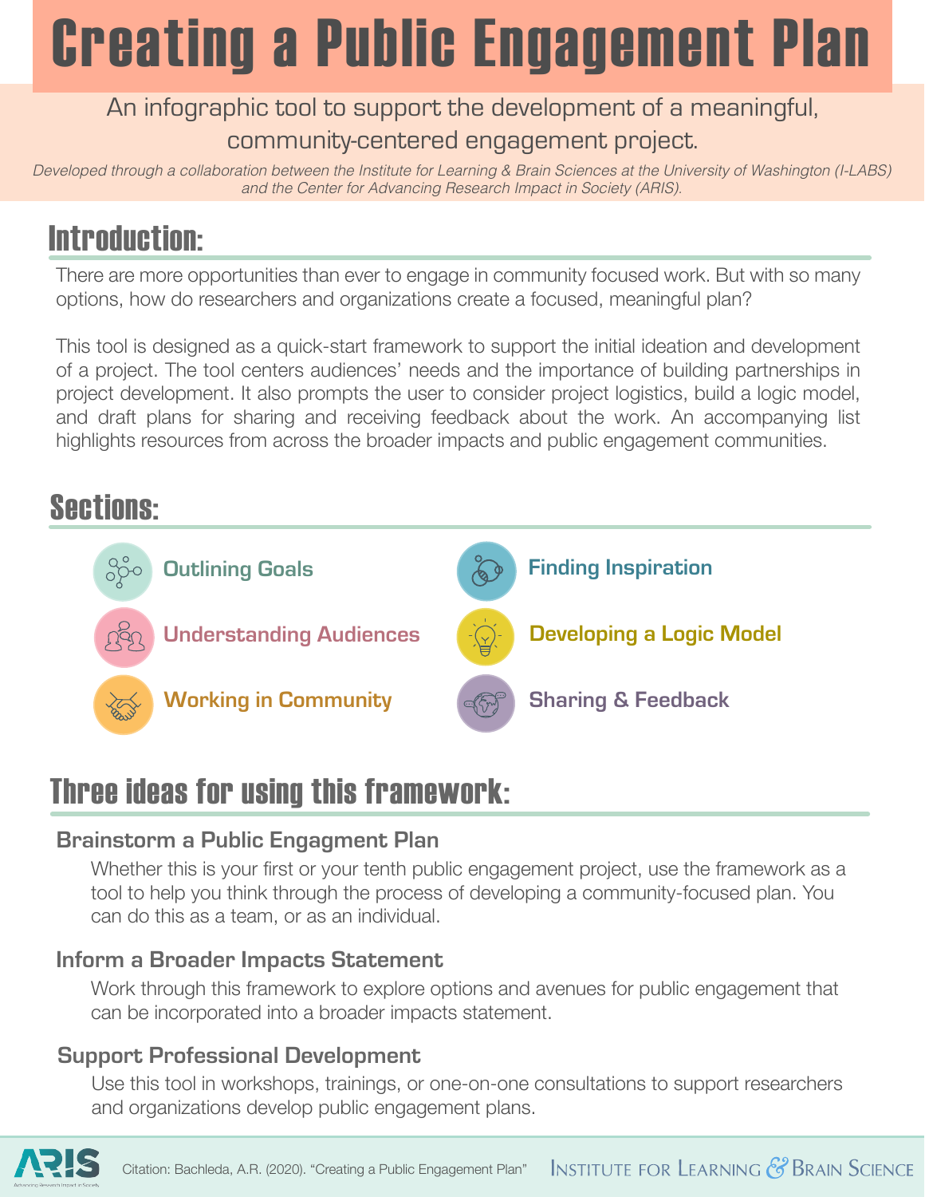# Creating a Public Engagement Plan

An infographic tool to support the development of a meaningful, community-centered engagement project.

*Developed through a collaboration between the Institute for Learning & Brain Sciences at the University of Washington (I-LABS) and the Center for Advancing Research Impact in Society (ARIS).*

## Introduction:

There are more opportunities than ever to engage in community focused work. But with so many options, how do researchers and organizations create a focused, meaningful plan?

This tool is designed as a quick-start framework to support the initial ideation and development of a project. The tool centers audiences' needs and the importance of building partnerships in project development. It also prompts the user to consider project logistics, build a logic model, and draft plans for sharing and receiving feedback about the work. An accompanying list highlights resources from across the broader impacts and public engagement communities.

## Sections:

- Outlining Goals
- Understanding Audiences
- Working in Community
- Finding Inspiration
- Developing a Logic Model
- Sharing & Feedback

## Three ideas for using this framework:

### Brainstorm a Public Engagment Plan

Whether this is your first or your tenth public engagement project, use the framework as a tool to help you think through the process of developing a community-focused plan. You can do this as a team, or as an individual.

### Inform a Broader Impacts Statement

Work through this framework to explore options and avenues for public engagement that can be incorporated into a broader impacts statement.

### Support Professional Development

Use this tool in workshops, trainings, or one-on-one consultations to support researchers and organizations develop public engagement plans.

ARIS — Advancing Research Impact in Society

Citation: Bachleda, A.R. (2020). "Creating a Public Engagement Plan"

Institute for Learning & Brain Science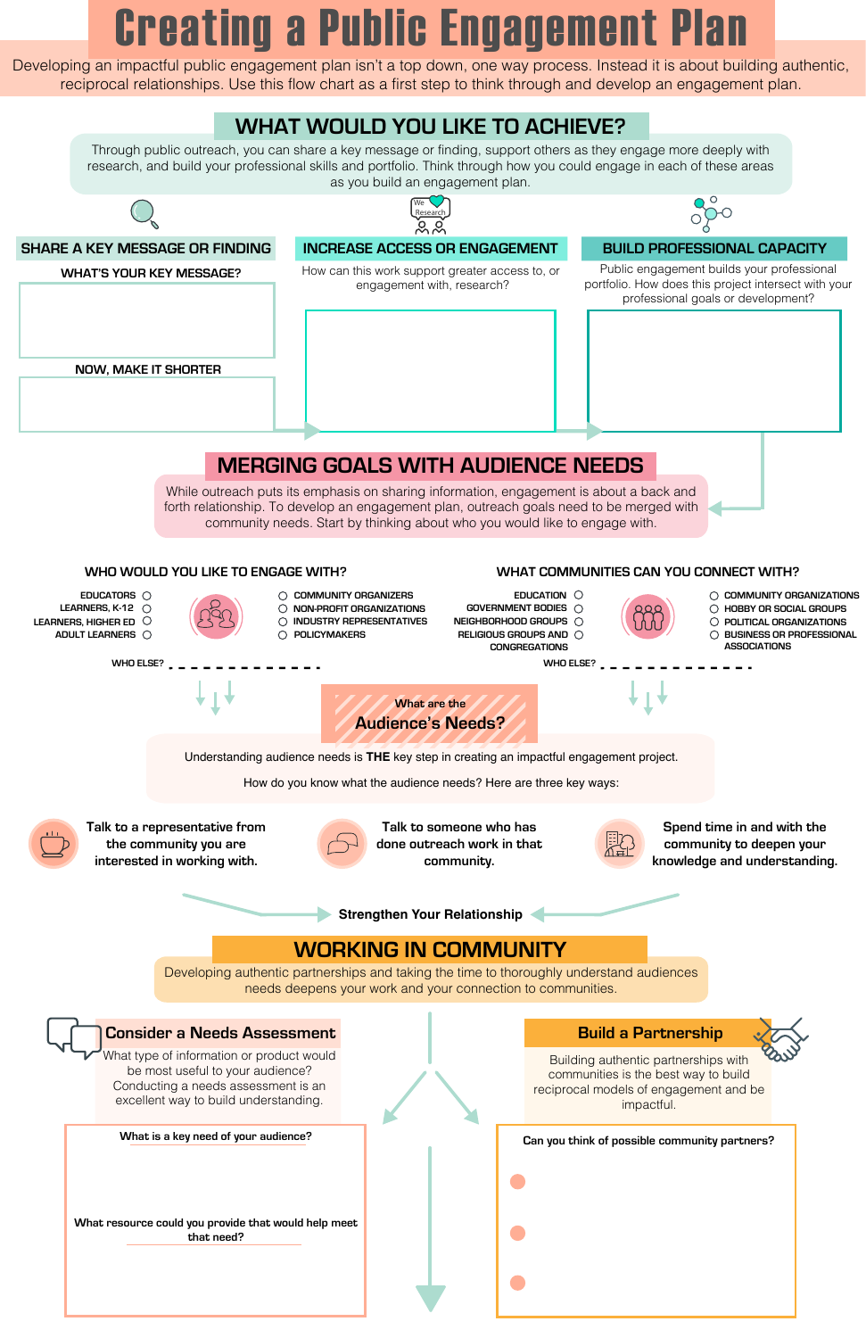# Creating a Public Engagement Plan

Developing an impactful public engagement plan isn't a top down, one way process. Instead it is about building authentic, reciprocal relationships. Use this flow chart as a first step to think through and develop an engagement plan.

## WHAT WOULD YOU LIKE TO ACHIEVE?

Through public outreach, you can share a key message or finding, support others as they engage more deeply with research, and build your professional skills and portfolio. Think through how you could engage in each of these areas as you build an engagement plan.

### SHARE A KEY MESSAGE OR FINDING

WHAT'S YOUR KEY MESSAGE?

NOW, MAKE IT SHORTER

### INCREASE ACCESS OR ENGAGEMENT

How can this work support greater access to, or engagement with, research?

### BUILD PROFESSIONAL CAPACITY

Public engagement builds your professional portfolio. How does this project intersect with your professional goals or development?

## MERGING GOALS WITH AUDIENCE NEEDS

While outreach puts its emphasis on sharing information, engagement is about a back and forth relationship. To develop an engagement plan, outreach goals need to be merged with community needs. Start by thinking about who you would like to engage with.

### WHO WOULD YOU LIKE TO ENGAGE WITH?

- EDUCATORS
- LEARNERS, K-12
- LEARNERS, HIGHER ED
- ADULT LEARNERS
- COMMUNITY ORGANIZERS
- NON-PROFIT ORGANIZATIONS
- INDUSTRY REPRESENTATIVES
- POLICYMAKERS

WHO ELSE? _ _ _ _ _ _ _ _ _ _ _ _

### WHAT COMMUNITIES CAN YOU CONNECT WITH?

- EDUCATION
- GOVERNMENT BODIES
- NEIGHBORHOOD GROUPS
- RELIGIOUS GROUPS AND CONGREGATIONS
- COMMUNITY ORGANIZATIONS
- HOBBY OR SOCIAL GROUPS
- POLITICAL ORGANIZATIONS
- BUSINESS OR PROFESSIONAL ASSOCIATIONS

WHO ELSE? _ _ _ _ _ _ _ _ _ _ _ _

### What are the Audience's Needs?

Understanding audience needs is **THE** key step in creating an impactful engagement project.

How do you know what the audience needs? Here are three key ways:

- Talk to a representative from the community you are interested in working with.
- Talk to someone who has done outreach work in that community.
- Spend time in and with the community to deepen your knowledge and understanding.

**Strengthen Your Relationship**

## WORKING IN COMMUNITY

Developing authentic partnerships and taking the time to thoroughly understand audiences needs deepens your work and your connection to communities.

### Consider a Needs Assessment

What type of information or product would be most useful to your audience? Conducting a needs assessment is an excellent way to build understanding.

What is a key need of your audience?

What resource could you provide that would help meet that need?

### Build a Partnership

Building authentic partnerships with communities is the best way to build reciprocal models of engagement and be impactful.

Can you think of possible community partners?

- 
- 
-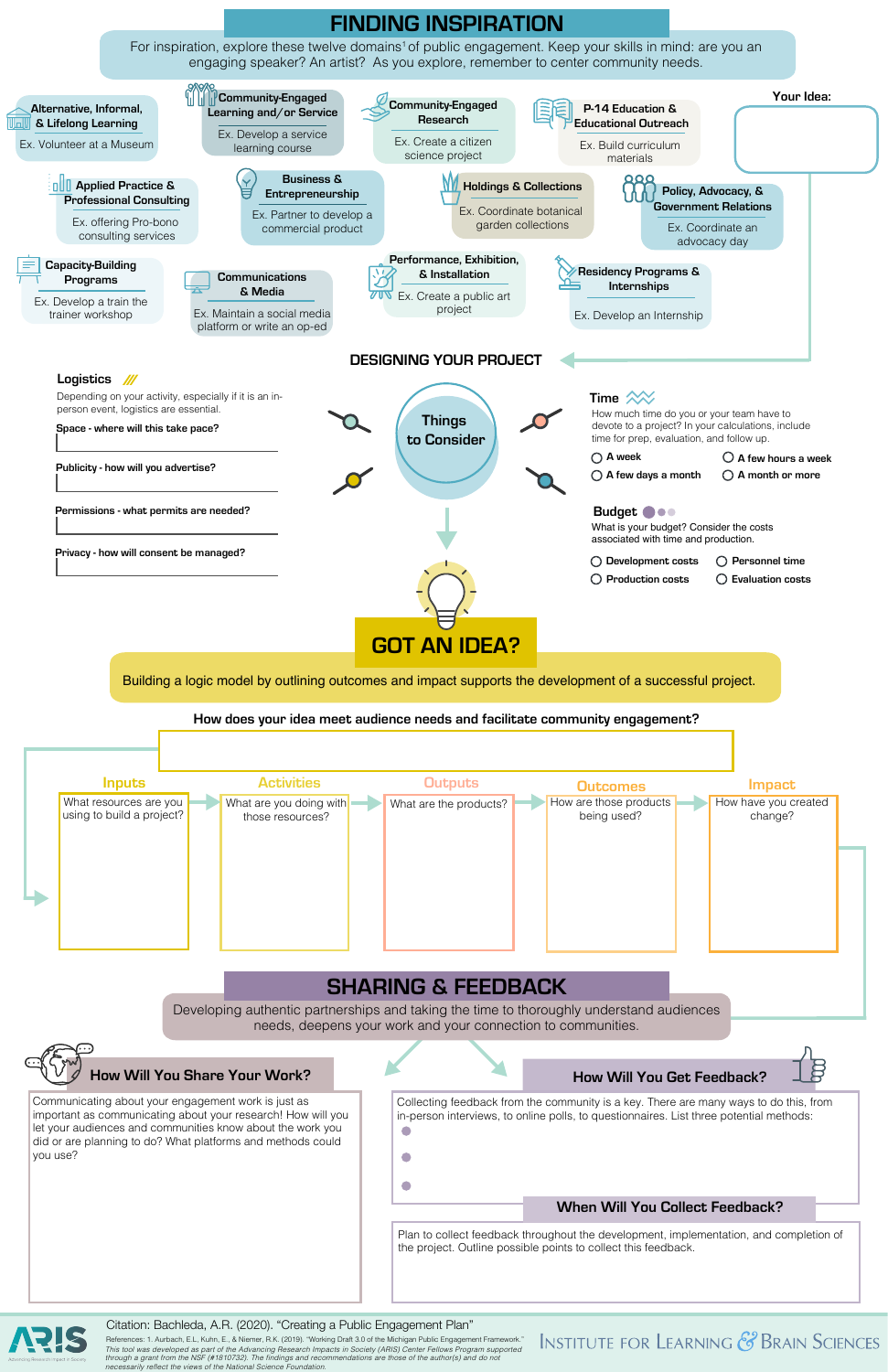# FINDING INSPIRATION

For inspiration, explore these twelve domains[1] of public engagement. Keep your skills in mind: are you an engaging speaker? An artist? As you explore, remember to center community needs.

**Alternative, Informal, & Lifelong Learning**
Ex. Volunteer at a Museum

**Community-Engaged Learning and/or Service**
Ex. Develop a service learning course

**Community-Engaged Research**
Ex. Create a citizen science project

**P-14 Education & Educational Outreach**
Ex. Build curriculum materials

**Your Idea:**

**Applied Practice & Professional Consulting**
Ex. offering Pro-bono consulting services

**Business & Entrepreneurship**
Ex. Partner to develop a commercial product

**Holdings & Collections**
Ex. Coordinate botanical garden collections

**Policy, Advocacy, & Government Relations**
Ex. Coordinate an advocacy day

**Capacity-Building Programs**
Ex. Develop a train the trainer workshop

**Communications & Media**
Ex. Maintain a social media platform or write an op-ed

**Performance, Exhibition, & Installation**
Ex. Create a public art project

**Residency Programs & Internships**
Ex. Develop an Internship

## DESIGNING YOUR PROJECT

**Things to Consider**

### Logistics

Depending on your activity, especially if it is an in-person event, logistics are essential.

**Space - where will this take pace?**

**Publicity - how will you advertise?**

**Permissions - what permits are needed?**

**Privacy - how will consent be managed?**

### Time

How much time do you or your team have to devote to a project? In your calculations, include time for prep, evaluation, and follow up.

- ○ A week
- ○ A few hours a week
- ○ A few days a month
- ○ A month or more

### Budget

What is your budget? Consider the costs associated with time and production.

- ○ Development costs
- ○ Personnel time
- ○ Production costs
- ○ Evaluation costs

# GOT AN IDEA?

Building a logic model by outlining outcomes and impact supports the development of a successful project.

**How does your idea meet audience needs and facilitate community engagement?**

| Inputs | Activities | Outputs | Outcomes | Impact |
|---|---|---|---|---|
| What resources are you using to build a project? | What are you doing with those resources? | What are the products? | How are those products being used? | How have you created change? |

# SHARING & FEEDBACK

Developing authentic partnerships and taking the time to thoroughly understand audiences needs, deepens your work and your connection to communities.

### How Will You Share Your Work?

Communicating about your engagement work is just as important as communicating about your research! How will you let your audiences and communities know about the work you did or are planning to do? What platforms and methods could you use?

### How Will You Get Feedback?

Collecting feedback from the community is a key. There are many ways to do this, from in-person interviews, to online polls, to questionnaires. List three potential methods:

- 
- 
- 

### When Will You Collect Feedback?

Plan to collect feedback throughout the development, implementation, and completion of the project. Outline possible points to collect this feedback.

Citation: Bachleda, A.R. (2020). "Creating a Public Engagement Plan"

References: 1. Aurbach, E.L, Kuhn, E., & Niemer, R.K. (2019). "Working Draft 3.0 of the Michigan Public Engagement Framework."
*This tool was developed as part of the Advancing Research Impacts in Society (ARIS) Center Fellows Program supported through a grant from the NSF (#1810732). The findings and recommendations are those of the author(s) and do not necessarily reflect the views of the National Science Foundation.*

ARIS — Advancing Research Impact in Society

Institute for Learning & Brain Sciences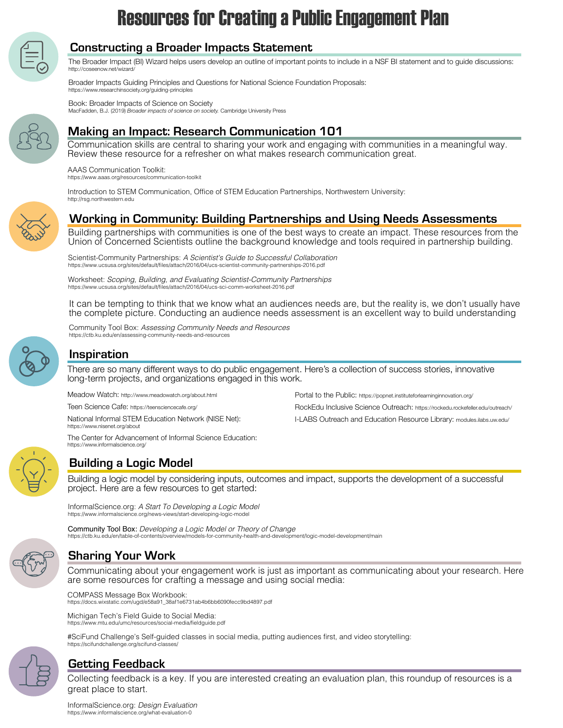# Resources for Creating a Public Engagement Plan

## Constructing a Broader Impacts Statement

The Broader Impact (BI) Wizard helps users develop an outline of important points to include in a NSF BI statement and to guide discussions:
http://coseenow.net/wizard/

Broader Impacts Guiding Principles and Questions for National Science Foundation Proposals:
https://www.researchinsociety.org/guiding-principles

Book: Broader Impacts of Science on Society
MacFadden, B.J. (2019) *Broader impacts of science on society.* Cambridge University Press

## Making an Impact: Research Communication 101

Communication skills are central to sharing your work and engaging with communities in a meaningful way. Review these resource for a refresher on what makes research communication great.

AAAS Communication Toolkit:
https://www.aaas.org/resources/communication-toolkit

Introduction to STEM Communication, Office of STEM Education Partnerships, Northwestern University:
http://rsg.northwestern.edu

## Working in Community: Building Partnerships and Using Needs Assessments

Building partnerships with communities is one of the best ways to create an impact. These resources from the Union of Concerned Scientists outline the background knowledge and tools required in partnership building.

Scientist-Community Partnerships: *A Scientist's Guide to Successful Collaboration*
https://www.ucsusa.org/sites/default/files/attach/2016/04/ucs-scientist-community-partnerships-2016.pdf

Worksheet: *Scoping, Building, and Evaluating Scientist-Community Partnerships*
https://www.ucsusa.org/sites/default/files/attach/2016/04/ucs-sci-comm-worksheet-2016.pdf

It can be tempting to think that we know what an audiences needs are, but the reality is, we don't usually have the complete picture. Conducting an audience needs assessment is an excellent way to build understanding

Community Tool Box: *Assessing Community Needs and Resources*
https://ctb.ku.edu/en/assessing-community-needs-and-resources

## Inspiration

There are so many different ways to do public engagement. Here's a collection of success stories, innovative long-term projects, and organizations engaged in this work.

Meadow Watch: http://www.meadowatch.org/about.html

Teen Science Cafe: https://teensciencecafe.org/

National Informal STEM Education Network (NISE Net):
https://www.nisenet.org/about

The Center for Advancement of Informal Science Education:
https://www.informalscience.org/

Portal to the Public: https://popnet.instituteforlearninginnovation.org/

RockEdu Inclusive Science Outreach: https://rockedu.rockefeller.edu/outreach/

I-LABS Outreach and Education Resource Library: modules.ilabs.uw.edu/

## Building a Logic Model

Building a logic model by considering inputs, outcomes and impact, supports the development of a successful project. Here are a few resources to get started:

InformalScience.org: *A Start To Developing a Logic Model*
https://www.informalscience.org/news-views/start-developing-logic-model

Community Tool Box: *Developing a Logic Model or Theory of Change*
https://ctb.ku.edu/en/table-of-contents/overview/models-for-community-health-and-development/logic-model-development/main

## Sharing Your Work

Communicating about your engagement work is just as important as communicating about your research. Here are some resources for crafting a message and using social media:

COMPASS Message Box Workbook:
https://docs.wixstatic.com/ugd/e58a91_38af1e6731ab4b6bb6090fecc9bd4897.pdf

Michigan Tech's Field Guide to Social Media:
https://www.mtu.edu/umc/resources/social-media/fieldguide.pdf

#SciFund Challenge's Self-guided classes in social media, putting audiences first, and video storytelling:
https://scifundchallenge.org/scifund-classes/

## Getting Feedback

Collecting feedback is a key. If you are interested creating an evaluation plan, this roundup of resources is a great place to start.

InformalScience.org: *Design Evaluation*
https://www.informalscience.org/what-evaluation-0